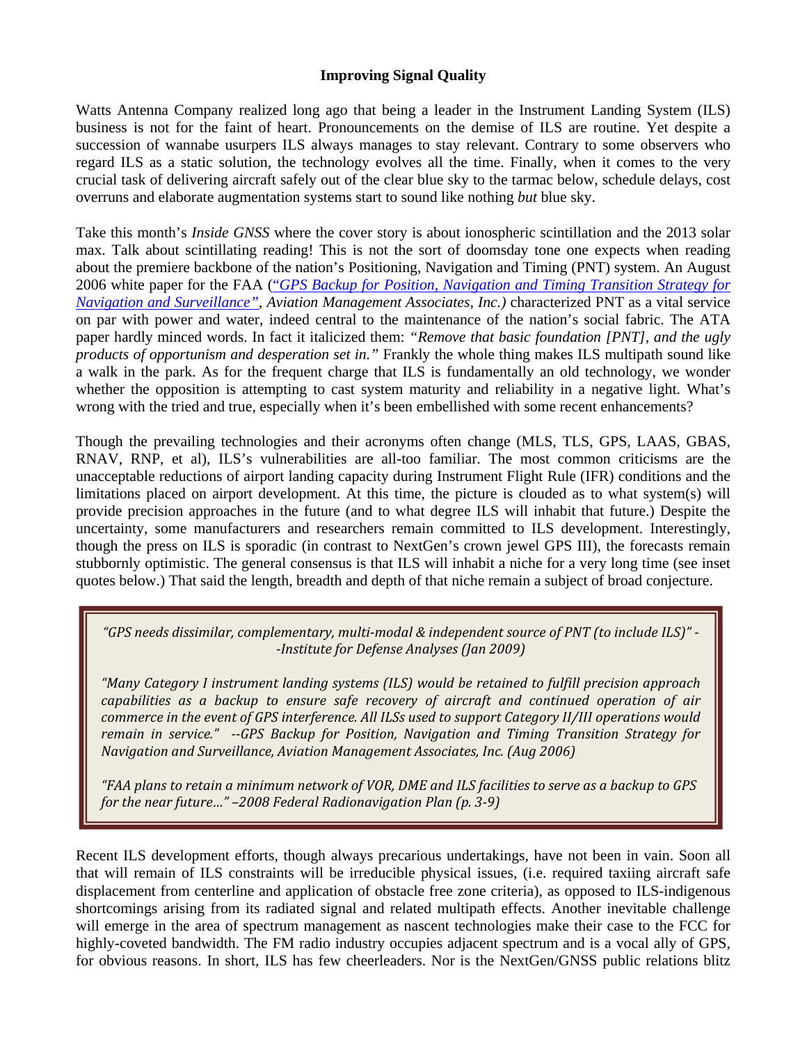**Improving Signal Quality**

Watts Antenna Company realized long ago that being a leader in the Instrument Landing System (ILS) business is not for the faint of heart. Pronouncements on the demise of ILS are routine. Yet despite a succession of wannabe usurpers ILS always manages to stay relevant. Contrary to some observers who regard ILS as a static solution, the technology evolves all the time. Finally, when it comes to the very crucial task of delivering aircraft safely out of the clear blue sky to the tarmac below, schedule delays, cost overruns and elaborate augmentation systems start to sound like nothing *but* blue sky.

Take this month's *Inside GNSS* where the cover story is about ionospheric scintillation and the 2013 solar max. Talk about scintillating reading! This is not the sort of doomsday tone one expects when reading about the premiere backbone of the nation's Positioning, Navigation and Timing (PNT) system. An August 2006 white paper for the FAA (*"GPS Backup for Position, Navigation and Timing Transition Strategy for Navigation and Surveillance", Aviation Management Associates, Inc.)* characterized PNT as a vital service on par with power and water, indeed central to the maintenance of the nation's social fabric. The ATA paper hardly minced words. In fact it italicized them: *"Remove that basic foundation [PNT], and the ugly products of opportunism and desperation set in."* Frankly the whole thing makes ILS multipath sound like a walk in the park. As for the frequent charge that ILS is fundamentally an old technology, we wonder whether the opposition is attempting to cast system maturity and reliability in a negative light. What's wrong with the tried and true, especially when it's been embellished with some recent enhancements?

Though the prevailing technologies and their acronyms often change (MLS, TLS, GPS, LAAS, GBAS, RNAV, RNP, et al), ILS's vulnerabilities are all-too familiar. The most common criticisms are the unacceptable reductions of airport landing capacity during Instrument Flight Rule (IFR) conditions and the limitations placed on airport development. At this time, the picture is clouded as to what system(s) will provide precision approaches in the future (and to what degree ILS will inhabit that future.) Despite the uncertainty, some manufacturers and researchers remain committed to ILS development. Interestingly, though the press on ILS is sporadic (in contrast to NextGen's crown jewel GPS III), the forecasts remain stubbornly optimistic. The general consensus is that ILS will inhabit a niche for a very long time (see inset quotes below.) That said the length, breadth and depth of that niche remain a subject of broad conjecture.

> *"GPS needs dissimilar, complementary, multi-modal & independent source of PNT (to include ILS)" --Institute for Defense Analyses (Jan 2009)*
>
> *"Many Category I instrument landing systems (ILS) would be retained to fulfill precision approach capabilities as a backup to ensure safe recovery of aircraft and continued operation of air commerce in the event of GPS interference. All ILSs used to support Category II/III operations would remain in service." --GPS Backup for Position, Navigation and Timing Transition Strategy for Navigation and Surveillance, Aviation Management Associates, Inc. (Aug 2006)*
>
> *"FAA plans to retain a minimum network of VOR, DME and ILS facilities to serve as a backup to GPS for the near future..." –2008 Federal Radionavigation Plan (p. 3-9)*

Recent ILS development efforts, though always precarious undertakings, have not been in vain. Soon all that will remain of ILS constraints will be irreducible physical issues, (i.e. required taxiing aircraft safe displacement from centerline and application of obstacle free zone criteria), as opposed to ILS-indigenous shortcomings arising from its radiated signal and related multipath effects. Another inevitable challenge will emerge in the area of spectrum management as nascent technologies make their case to the FCC for highly-coveted bandwidth. The FM radio industry occupies adjacent spectrum and is a vocal ally of GPS, for obvious reasons. In short, ILS has few cheerleaders. Nor is the NextGen/GNSS public relations blitz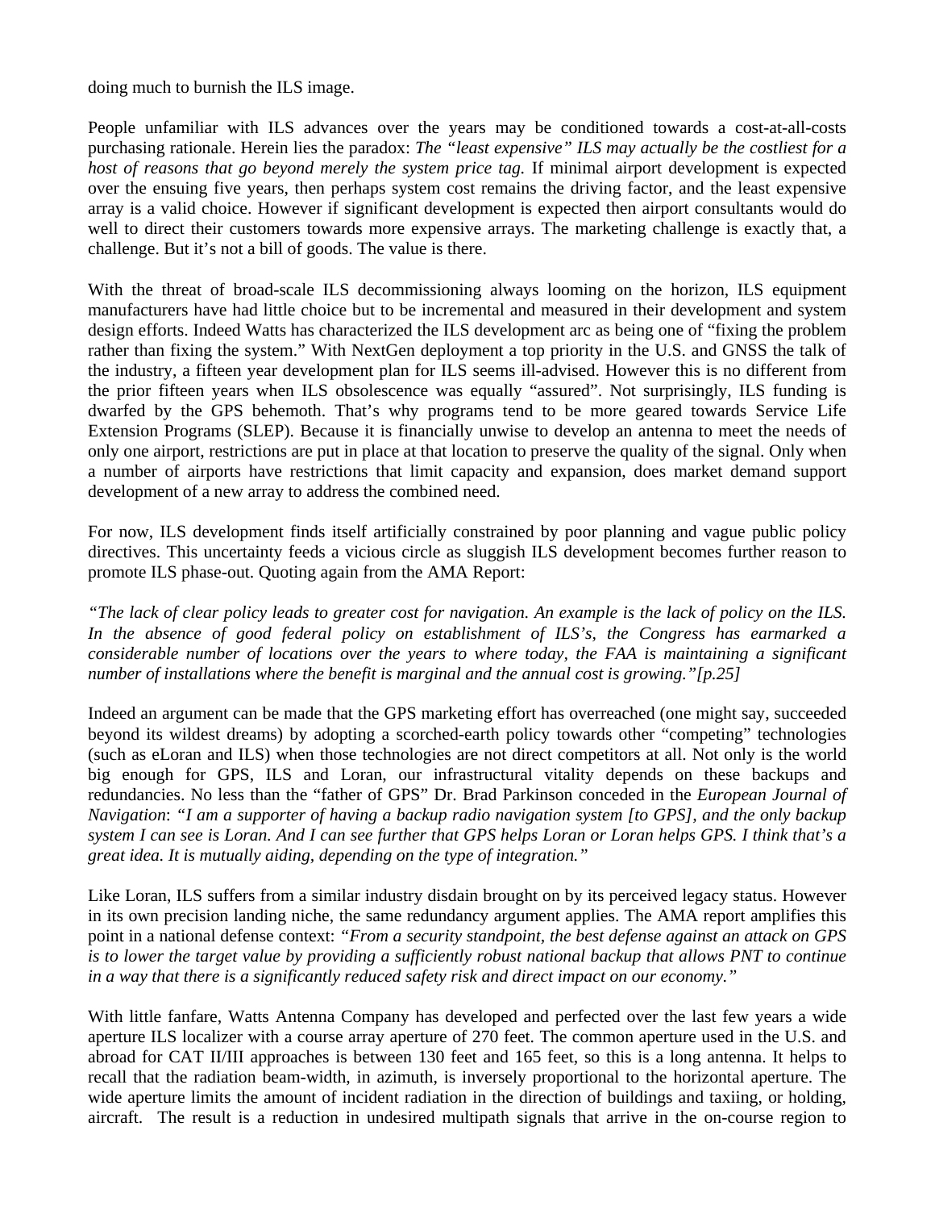doing much to burnish the ILS image.

People unfamiliar with ILS advances over the years may be conditioned towards a cost-at-all-costs purchasing rationale. Herein lies the paradox: *The "least expensive" ILS may actually be the costliest for a host of reasons that go beyond merely the system price tag.* If minimal airport development is expected over the ensuing five years, then perhaps system cost remains the driving factor, and the least expensive array is a valid choice. However if significant development is expected then airport consultants would do well to direct their customers towards more expensive arrays. The marketing challenge is exactly that, a challenge. But it's not a bill of goods. The value is there.

With the threat of broad-scale ILS decommissioning always looming on the horizon, ILS equipment manufacturers have had little choice but to be incremental and measured in their development and system design efforts. Indeed Watts has characterized the ILS development arc as being one of "fixing the problem rather than fixing the system." With NextGen deployment a top priority in the U.S. and GNSS the talk of the industry, a fifteen year development plan for ILS seems ill-advised. However this is no different from the prior fifteen years when ILS obsolescence was equally "assured". Not surprisingly, ILS funding is dwarfed by the GPS behemoth. That's why programs tend to be more geared towards Service Life Extension Programs (SLEP). Because it is financially unwise to develop an antenna to meet the needs of only one airport, restrictions are put in place at that location to preserve the quality of the signal. Only when a number of airports have restrictions that limit capacity and expansion, does market demand support development of a new array to address the combined need.

For now, ILS development finds itself artificially constrained by poor planning and vague public policy directives. This uncertainty feeds a vicious circle as sluggish ILS development becomes further reason to promote ILS phase-out. Quoting again from the AMA Report:

*"The lack of clear policy leads to greater cost for navigation. An example is the lack of policy on the ILS. In the absence of good federal policy on establishment of ILS's, the Congress has earmarked a considerable number of locations over the years to where today, the FAA is maintaining a significant number of installations where the benefit is marginal and the annual cost is growing."[p.25]*

Indeed an argument can be made that the GPS marketing effort has overreached (one might say, succeeded beyond its wildest dreams) by adopting a scorched-earth policy towards other "competing" technologies (such as eLoran and ILS) when those technologies are not direct competitors at all. Not only is the world big enough for GPS, ILS and Loran, our infrastructural vitality depends on these backups and redundancies. No less than the "father of GPS" Dr. Brad Parkinson conceded in the *European Journal of Navigation*: *"I am a supporter of having a backup radio navigation system [to GPS], and the only backup system I can see is Loran. And I can see further that GPS helps Loran or Loran helps GPS. I think that's a great idea. It is mutually aiding, depending on the type of integration."*

Like Loran, ILS suffers from a similar industry disdain brought on by its perceived legacy status. However in its own precision landing niche, the same redundancy argument applies. The AMA report amplifies this point in a national defense context: *"From a security standpoint, the best defense against an attack on GPS is to lower the target value by providing a sufficiently robust national backup that allows PNT to continue in a way that there is a significantly reduced safety risk and direct impact on our economy."*

With little fanfare, Watts Antenna Company has developed and perfected over the last few years a wide aperture ILS localizer with a course array aperture of 270 feet. The common aperture used in the U.S. and abroad for CAT II/III approaches is between 130 feet and 165 feet, so this is a long antenna. It helps to recall that the radiation beam-width, in azimuth, is inversely proportional to the horizontal aperture. The wide aperture limits the amount of incident radiation in the direction of buildings and taxiing, or holding, aircraft. The result is a reduction in undesired multipath signals that arrive in the on-course region to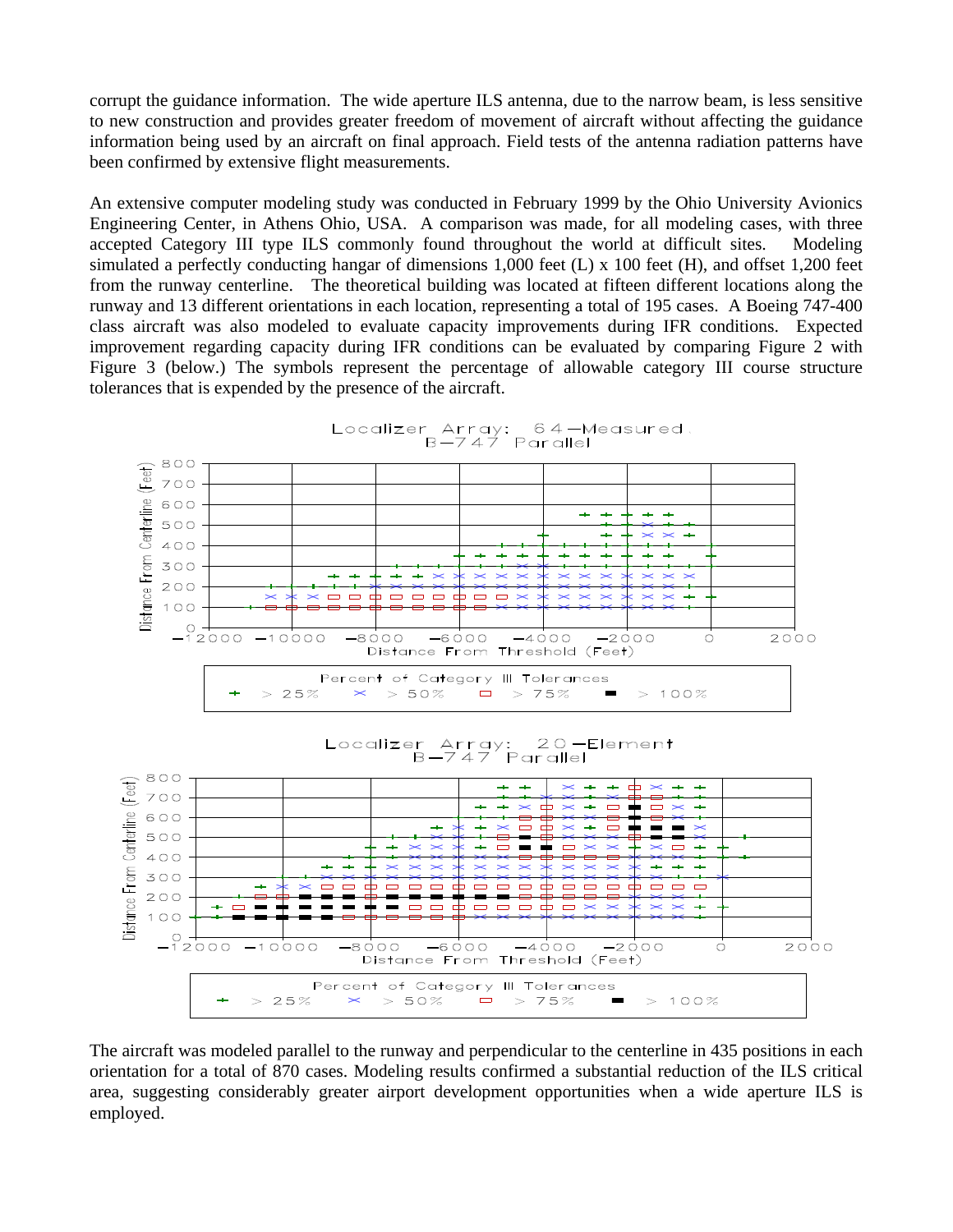corrupt the guidance information. The wide aperture ILS antenna, due to the narrow beam, is less sensitive to new construction and provides greater freedom of movement of aircraft without affecting the guidance information being used by an aircraft on final approach. Field tests of the antenna radiation patterns have been confirmed by extensive flight measurements.

An extensive computer modeling study was conducted in February 1999 by the Ohio University Avionics Engineering Center, in Athens Ohio, USA. A comparison was made, for all modeling cases, with three accepted Category III type ILS commonly found throughout the world at difficult sites. Modeling simulated a perfectly conducting hangar of dimensions 1,000 feet (L) x 100 feet (H), and offset 1,200 feet from the runway centerline. The theoretical building was located at fifteen different locations along the runway and 13 different orientations in each location, representing a total of 195 cases. A Boeing 747-400 class aircraft was also modeled to evaluate capacity improvements during IFR conditions. Expected improvement regarding capacity during IFR conditions can be evaluated by comparing Figure 2 with Figure 3 (below.) The symbols represent the percentage of allowable category III course structure tolerances that is expended by the presence of the aircraft.

Localizer Array: 64-Measured
B-747 Parallel

Distance From Centerline (Feet) vs. Distance From Threshold (Feet)

Percent of Category III Tolerances: + > 25%, × > 50%, ▭ > 75%, ■ > 100%

Localizer Array: 20-Element
B-747 Parallel

Distance From Centerline (Feet) vs. Distance From Threshold (Feet)

Percent of Category III Tolerances: + > 25%, × > 50%, ▭ > 75%, ■ > 100%

The aircraft was modeled parallel to the runway and perpendicular to the centerline in 435 positions in each orientation for a total of 870 cases. Modeling results confirmed a substantial reduction of the ILS critical area, suggesting considerably greater airport development opportunities when a wide aperture ILS is employed.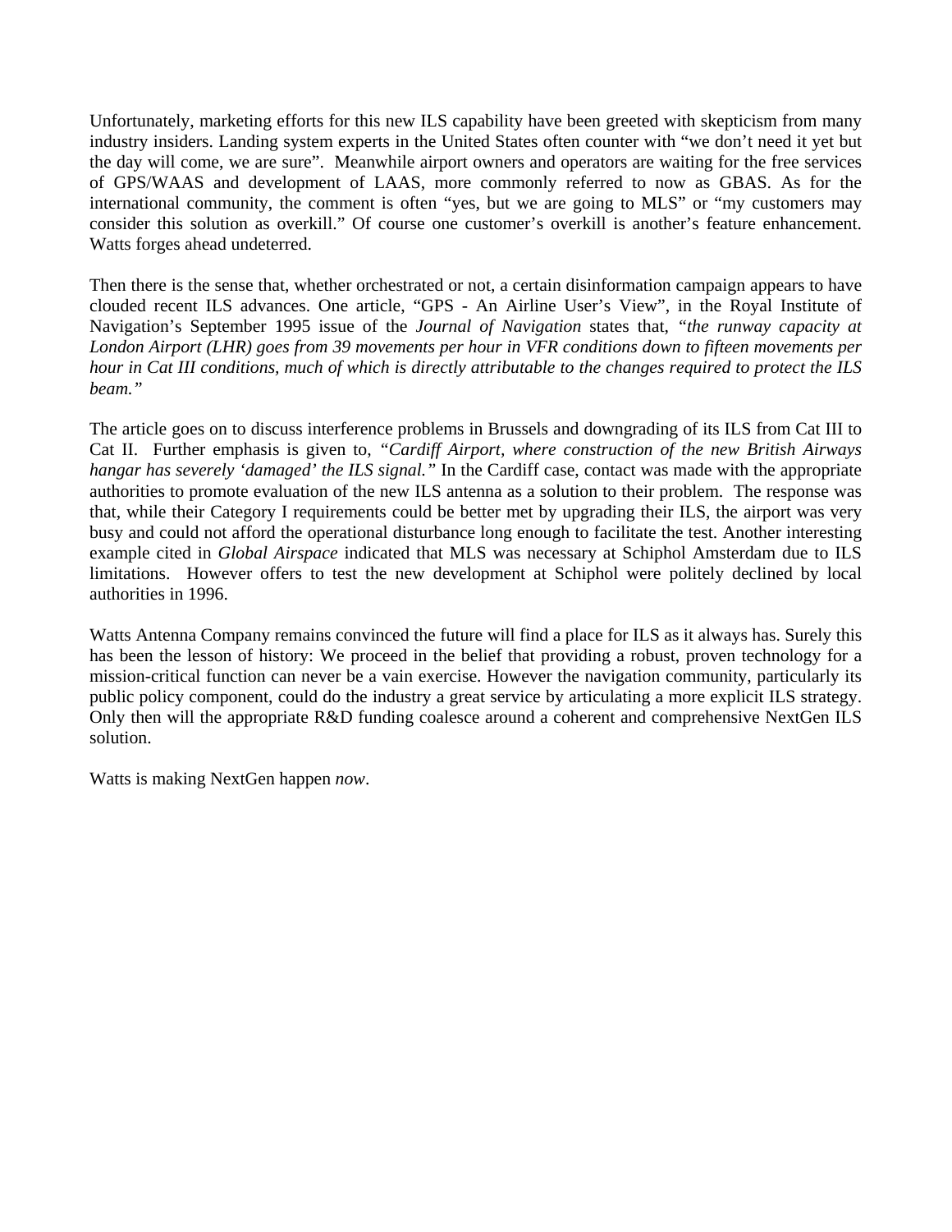Unfortunately, marketing efforts for this new ILS capability have been greeted with skepticism from many industry insiders. Landing system experts in the United States often counter with "we don't need it yet but the day will come, we are sure". Meanwhile airport owners and operators are waiting for the free services of GPS/WAAS and development of LAAS, more commonly referred to now as GBAS. As for the international community, the comment is often "yes, but we are going to MLS" or "my customers may consider this solution as overkill." Of course one customer's overkill is another's feature enhancement. Watts forges ahead undeterred.

Then there is the sense that, whether orchestrated or not, a certain disinformation campaign appears to have clouded recent ILS advances. One article, "GPS - An Airline User's View", in the Royal Institute of Navigation's September 1995 issue of the *Journal of Navigation* states that, *"the runway capacity at London Airport (LHR) goes from 39 movements per hour in VFR conditions down to fifteen movements per hour in Cat III conditions, much of which is directly attributable to the changes required to protect the ILS beam."*

The article goes on to discuss interference problems in Brussels and downgrading of its ILS from Cat III to Cat II. Further emphasis is given to, *"Cardiff Airport, where construction of the new British Airways hangar has severely 'damaged' the ILS signal."* In the Cardiff case, contact was made with the appropriate authorities to promote evaluation of the new ILS antenna as a solution to their problem. The response was that, while their Category I requirements could be better met by upgrading their ILS, the airport was very busy and could not afford the operational disturbance long enough to facilitate the test. Another interesting example cited in *Global Airspace* indicated that MLS was necessary at Schiphol Amsterdam due to ILS limitations. However offers to test the new development at Schiphol were politely declined by local authorities in 1996.

Watts Antenna Company remains convinced the future will find a place for ILS as it always has. Surely this has been the lesson of history: We proceed in the belief that providing a robust, proven technology for a mission-critical function can never be a vain exercise. However the navigation community, particularly its public policy component, could do the industry a great service by articulating a more explicit ILS strategy. Only then will the appropriate R&D funding coalesce around a coherent and comprehensive NextGen ILS solution.

Watts is making NextGen happen *now*.